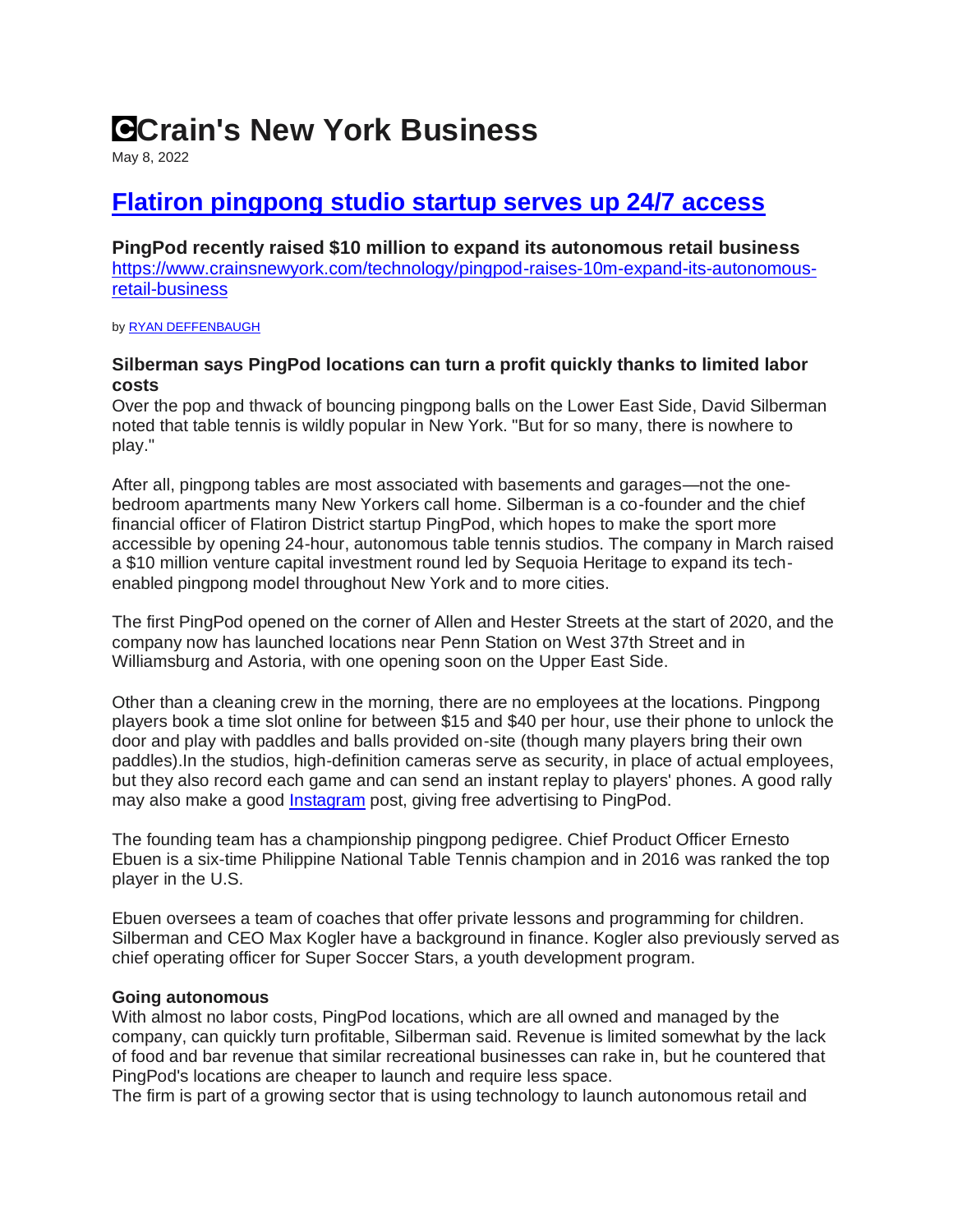# Crain's New York Business

May 8, 2022

## [Flatiron pingpong studio startup serves up 24/7 access](https://www.crainsnewyork.com/technology/pingpod-raises-10m-expand-its-autonomous-retail-business)

**PingPod recently raised $10 million to expand its autonomous retail business**
https://www.crainsnewyork.com/technology/pingpod-raises-10m-expand-its-autonomous-retail-business

by RYAN DEFFENBAUGH

**Silberman says PingPod locations can turn a profit quickly thanks to limited labor costs**

Over the pop and thwack of bouncing pingpong balls on the Lower East Side, David Silberman noted that table tennis is wildly popular in New York. "But for so many, there is nowhere to play."

After all, pingpong tables are most associated with basements and garages—not the one-bedroom apartments many New Yorkers call home. Silberman is a co-founder and the chief financial officer of Flatiron District startup PingPod, which hopes to make the sport more accessible by opening 24-hour, autonomous table tennis studios. The company in March raised a $10 million venture capital investment round led by Sequoia Heritage to expand its tech-enabled pingpong model throughout New York and to more cities.

The first PingPod opened on the corner of Allen and Hester Streets at the start of 2020, and the company now has launched locations near Penn Station on West 37th Street and in Williamsburg and Astoria, with one opening soon on the Upper East Side.

Other than a cleaning crew in the morning, there are no employees at the locations. Pingpong players book a time slot online for between $15 and $40 per hour, use their phone to unlock the door and play with paddles and balls provided on-site (though many players bring their own paddles).In the studios, high-definition cameras serve as security, in place of actual employees, but they also record each game and can send an instant replay to players' phones. A good rally may also make a good Instagram post, giving free advertising to PingPod.

The founding team has a championship pingpong pedigree. Chief Product Officer Ernesto Ebuen is a six-time Philippine National Table Tennis champion and in 2016 was ranked the top player in the U.S.

Ebuen oversees a team of coaches that offer private lessons and programming for children. Silberman and CEO Max Kogler have a background in finance. Kogler also previously served as chief operating officer for Super Soccer Stars, a youth development program.

**Going autonomous**

With almost no labor costs, PingPod locations, which are all owned and managed by the company, can quickly turn profitable, Silberman said. Revenue is limited somewhat by the lack of food and bar revenue that similar recreational businesses can rake in, but he countered that PingPod's locations are cheaper to launch and require less space.

The firm is part of a growing sector that is using technology to launch autonomous retail and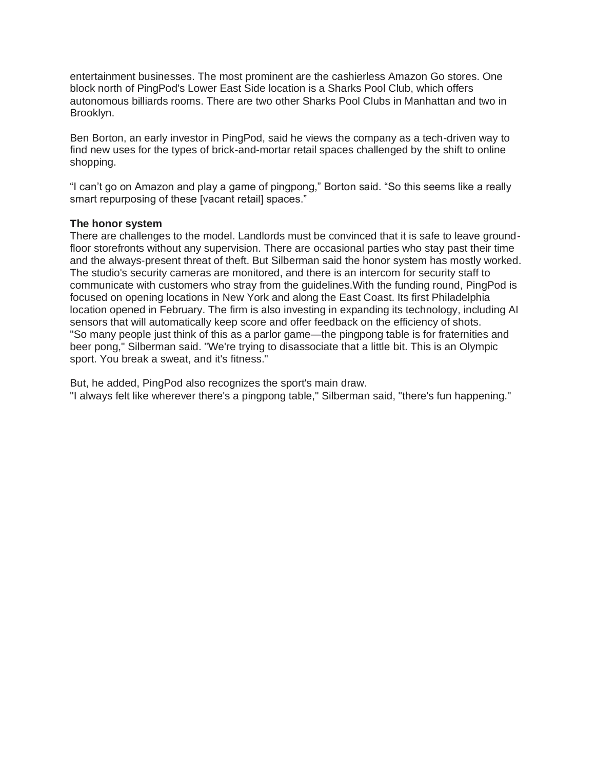entertainment businesses. The most prominent are the cashierless Amazon Go stores. One block north of PingPod's Lower East Side location is a Sharks Pool Club, which offers autonomous billiards rooms. There are two other Sharks Pool Clubs in Manhattan and two in Brooklyn.

Ben Borton, an early investor in PingPod, said he views the company as a tech-driven way to find new uses for the types of brick-and-mortar retail spaces challenged by the shift to online shopping.

“I can’t go on Amazon and play a game of pingpong,” Borton said. “So this seems like a really smart repurposing of these [vacant retail] spaces.”

**The honor system**

There are challenges to the model. Landlords must be convinced that it is safe to leave ground-floor storefronts without any supervision. There are occasional parties who stay past their time and the always-present threat of theft. But Silberman said the honor system has mostly worked. The studio's security cameras are monitored, and there is an intercom for security staff to communicate with customers who stray from the guidelines.With the funding round, PingPod is focused on opening locations in New York and along the East Coast. Its first Philadelphia location opened in February. The firm is also investing in expanding its technology, including AI sensors that will automatically keep score and offer feedback on the efficiency of shots.

"So many people just think of this as a parlor game—the pingpong table is for fraternities and beer pong," Silberman said. "We're trying to disassociate that a little bit. This is an Olympic sport. You break a sweat, and it's fitness."

But, he added, PingPod also recognizes the sport's main draw.

"I always felt like wherever there's a pingpong table," Silberman said, "there's fun happening."